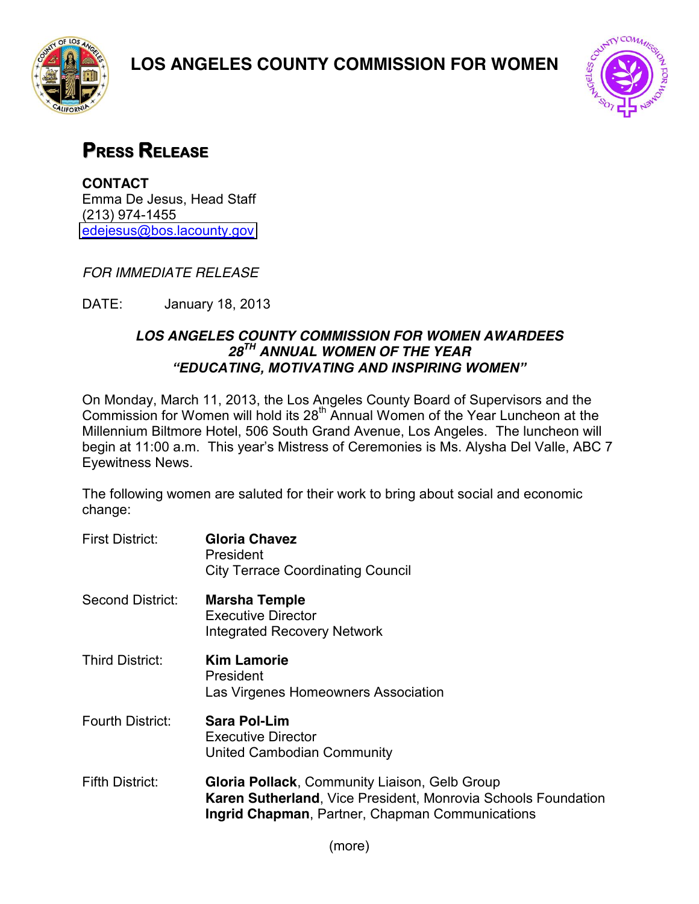# LOS ANGELES COUNTY COMMISSION FOR WOMEN

## PRESS RELEASE

**CONTACT**
Emma De Jesus, Head Staff
(213) 974-1455
edejesus@bos.lacounty.gov

*FOR IMMEDIATE RELEASE*

DATE: January 18, 2013

***LOS ANGELES COUNTY COMMISSION FOR WOMEN AWARDEES***
***28TH ANNUAL WOMEN OF THE YEAR***
***"EDUCATING, MOTIVATING AND INSPIRING WOMEN"***

On Monday, March 11, 2013, the Los Angeles County Board of Supervisors and the Commission for Women will hold its 28th Annual Women of the Year Luncheon at the Millennium Biltmore Hotel, 506 South Grand Avenue, Los Angeles. The luncheon will begin at 11:00 a.m. This year's Mistress of Ceremonies is Ms. Alysha Del Valle, ABC 7 Eyewitness News.

The following women are saluted for their work to bring about social and economic change:

First District: **Gloria Chavez**
President
City Terrace Coordinating Council

Second District: **Marsha Temple**
Executive Director
Integrated Recovery Network

Third District: **Kim Lamorie**
President
Las Virgenes Homeowners Association

Fourth District: **Sara Pol-Lim**
Executive Director
United Cambodian Community

Fifth District: **Gloria Pollack**, Community Liaison, Gelb Group
**Karen Sutherland**, Vice President, Monrovia Schools Foundation
**Ingrid Chapman**, Partner, Chapman Communications

(more)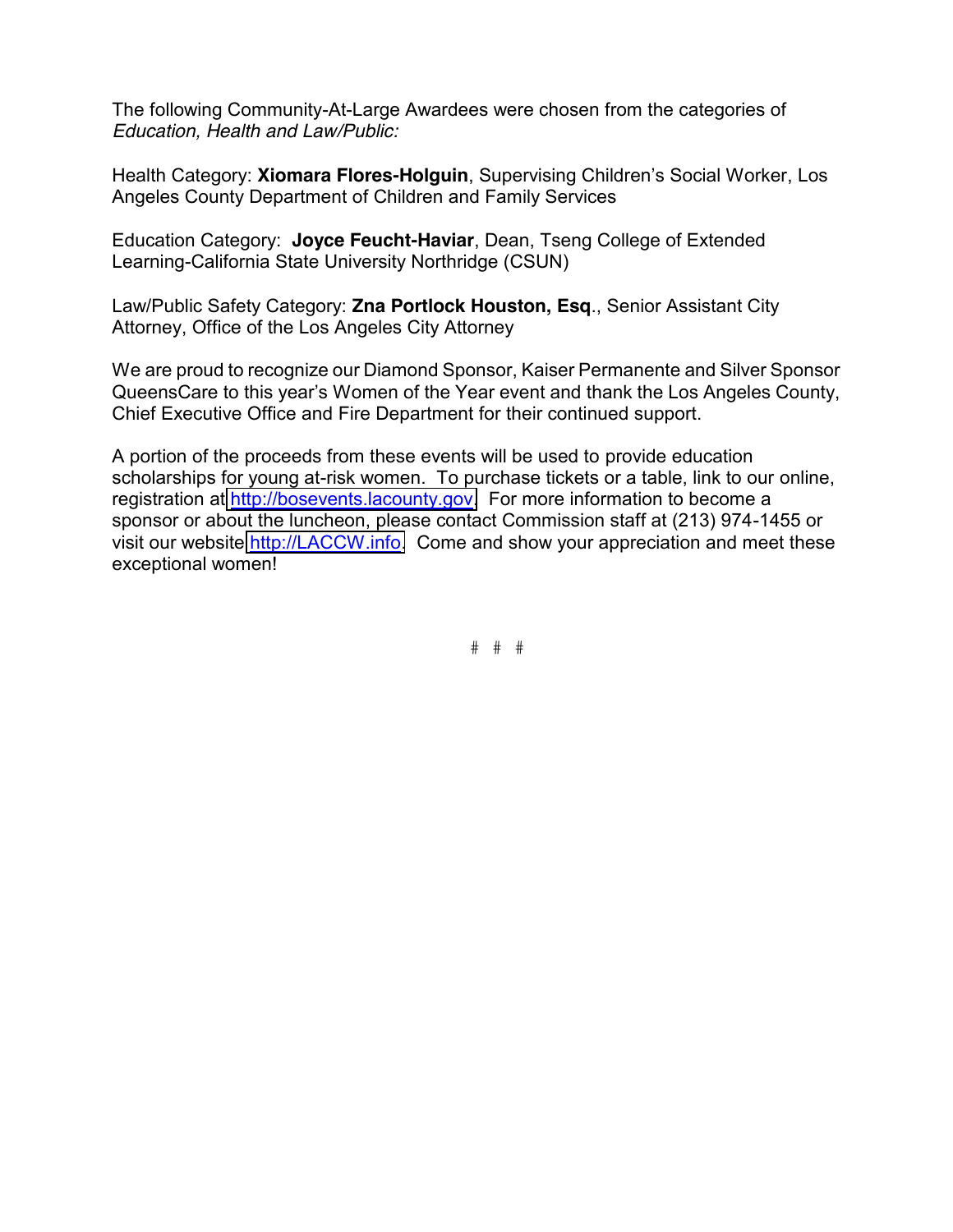The following Community-At-Large Awardees were chosen from the categories of *Education, Health and Law/Public:*

Health Category: **Xiomara Flores-Holguin**, Supervising Children's Social Worker, Los Angeles County Department of Children and Family Services

Education Category: **Joyce Feucht-Haviar**, Dean, Tseng College of Extended Learning-California State University Northridge (CSUN)

Law/Public Safety Category: **Zna Portlock Houston, Esq**., Senior Assistant City Attorney, Office of the Los Angeles City Attorney

We are proud to recognize our Diamond Sponsor, Kaiser Permanente and Silver Sponsor QueensCare to this year's Women of the Year event and thank the Los Angeles County, Chief Executive Office and Fire Department for their continued support.

A portion of the proceeds from these events will be used to provide education scholarships for young at-risk women. To purchase tickets or a table, link to our online, registration at http://bosevents.lacounty.gov. For more information to become a sponsor or about the luncheon, please contact Commission staff at (213) 974-1455 or visit our website http://LACCW.info. Come and show your appreciation and meet these exceptional women!

# # #